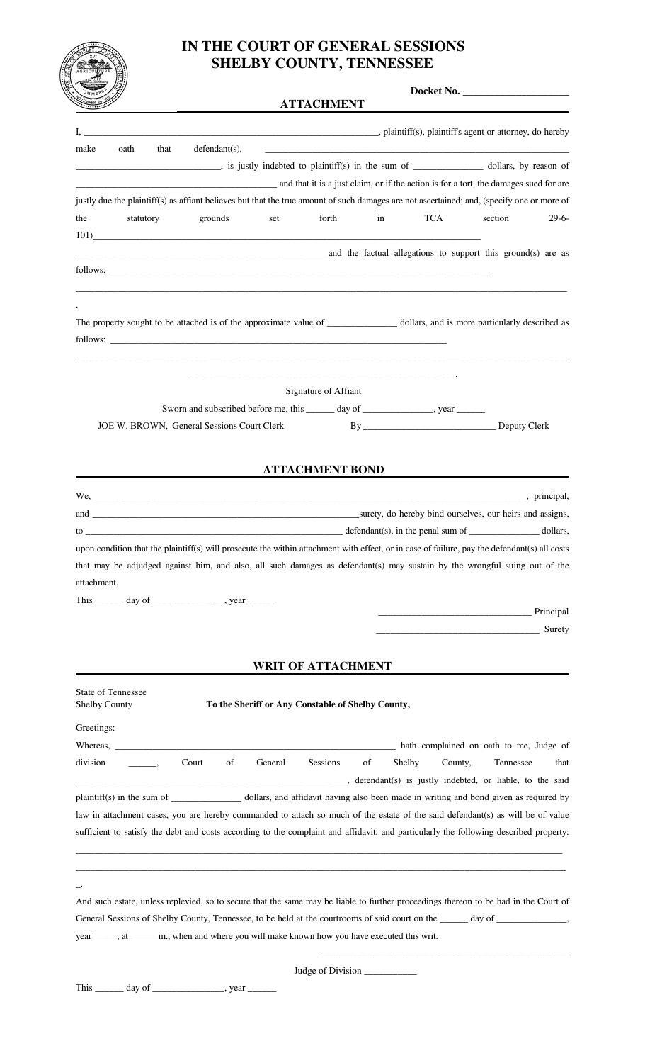# IN THE COURT OF GENERAL SESSIONS
# SHELBY COUNTY, TENNESSEE

**Docket No. ____________________**

## ATTACHMENT

I, ______________________________________________________________, plaintiff(s), plaintiff's agent or attorney, do hereby make oath that defendant(s), ______________________________________________________________ ______________________________, is justly indebted to plaintiff(s) in the sum of _______________ dollars, by reason of ________________________________________ and that it is a just claim, or if the action is for a tort, the damages sued for are justly due the plaintiff(s) as affiant believes but that the true amount of such damages are not ascertained; and, (specify one or more of the statutory grounds set forth in TCA section 29-6-101)______________________________________________________________________________ ________________________________________________________and the factual allegations to support this ground(s) are as follows: ______________________________________________________________________________ ______________________________________________________________________________________________________.

The property sought to be attached is of the approximate value of _______________ dollars, and is more particularly described as follows: ______________________________________________________________________________ ______________________________________________________________________________________________________

______________________________________________________.
Signature of Affiant

Sworn and subscribed before me, this ______ day of _______________, year ______

JOE W. BROWN, General Sessions Court Clerk By ____________________________ Deputy Clerk

## ATTACHMENT BOND

We, ______________________________________________________________________________________, principal, and ______________________________________________________________surety, do hereby bind ourselves, our heirs and assigns, to _________________________________________________________ defendant(s), in the penal sum of _______________ dollars, upon condition that the plaintiff(s) will prosecute the within attachment with effect, or in case of failure, pay the defendant(s) all costs that may be adjudged against him, and also, all such damages as defendant(s) may sustain by the wrongful suing out of the attachment.

This ______ day of _______________, year ______

________________________________ Principal

__________________________________ Surety

## WRIT OF ATTACHMENT

State of Tennessee
Shelby County

**To the Sheriff or Any Constable of Shelby County,**

Greetings:

Whereas, ______________________________________________________________ hath complained on oath to me, Judge of division ______, Court of General Sessions of Shelby County, Tennessee that ______________________________________________________________, defendant(s) is justly indebted, or liable, to the said plaintiff(s) in the sum of _______________ dollars, and affidavit having also been made in writing and bond given as required by law in attachment cases, you are hereby commanded to attach so much of the estate of the said defendant(s) as will be of value sufficient to satisfy the debt and costs according to the complaint and affidavit, and particularly the following described property: ______________________________________________________________________________________________________ ______________________________________________________________________________________________________ _.

And such estate, unless replevied, so to secure that the same may be liable to further proceedings thereon to be had in the Court of General Sessions of Shelby County, Tennessee, to be held at the courtrooms of said court on the ______ day of _______________, year _____, at ______m., when and where you will make known how you have executed this writ.

______________________________________________________
Judge of Division ___________

This ______ day of _______________, year ______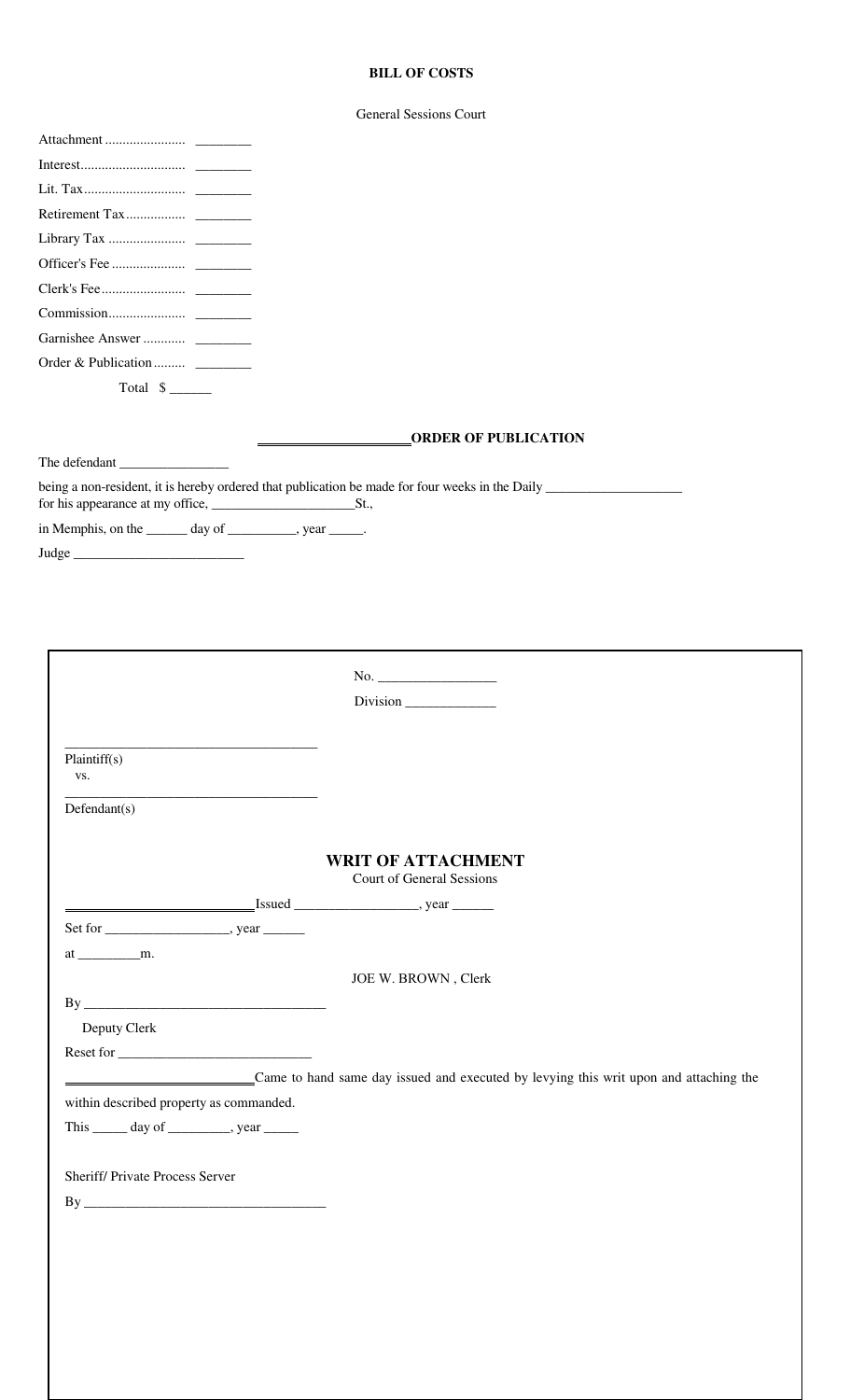**BILL OF COSTS**

General Sessions Court

| | |
|---|---|
| Attachment ...................... | ________ |
| Interest............................. | ________ |
| Lit. Tax............................ | ________ |
| Retirement Tax................ | ________ |
| Library Tax ..................... | ________ |
| Officer's Fee .................... | ________ |
| Clerk's Fee....................... | ________ |
| Commission..................... | ________ |
| Garnishee Answer ............ | ________ |
| Order & Publication......... | ________ |
| Total $ ______ | |

______________________**ORDER OF PUBLICATION**

The defendant ________________

being a non-resident, it is hereby ordered that publication be made for four weeks in the Daily ____________________ for his appearance at my office, ______________________St.,

in Memphis, on the ______ day of __________, year _____.

Judge _________________________

No. _________________

Division _____________

____________________________________
Plaintiff(s)
vs.

____________________________________
Defendant(s)

**WRITE OF ATTACHMENT**

Court of General Sessions

___________________________Issued __________________, year ______

Set for __________________, year ______

at _________m.

JOE W. BROWN , Clerk

By ___________________________________

Deputy Clerk

Reset for ____________________________

___________________________Came to hand same day issued and executed by levying this writ upon and attaching the within described property as commanded.

This _____ day of _________, year _____

Sheriff/ Private Process Server

By ___________________________________

**BILL OF COSTS**

General Sessions Court

| | |
|---|---|
| Attachment ...................... | ________ |
| Interest............................. | ________ |
| Lit. Tax............................ | ________ |
| Retirement Tax................ | ________ |
| Library Tax ..................... | ________ |
| Officer's Fee .................... | ________ |
| Clerk's Fee....................... | ________ |
| Commission..................... | ________ |
| Garnishee Answer ............ | ________ |
| Order & Publication......... | ________ |
| Total $ ______ | |

______________________**ORDER OF PUBLICATION**

The defendant ________________

being a non-resident, it is hereby ordered that publication be made for four weeks in the Daily ____________________ for his appearance at my office, ______________________St.,

in Memphis, on the ______ day of __________, year _____.

Judge _________________________

No. _________________

Division _____________

____________________________________
Plaintiff(s)
vs.

____________________________________
Defendant(s)

**WRIT OF ATTACHMENT**

Court of General Sessions

___________________________Issued __________________, year ______

Set for __________________, year ______

at _________m.

JOE W. BROWN , Clerk

By ___________________________________

Deputy Clerk

Reset for ____________________________

___________________________Came to hand same day issued and executed by levying this writ upon and attaching the within described property as commanded.

This _____ day of _________, year _____

Sheriff/ Private Process Server

By ___________________________________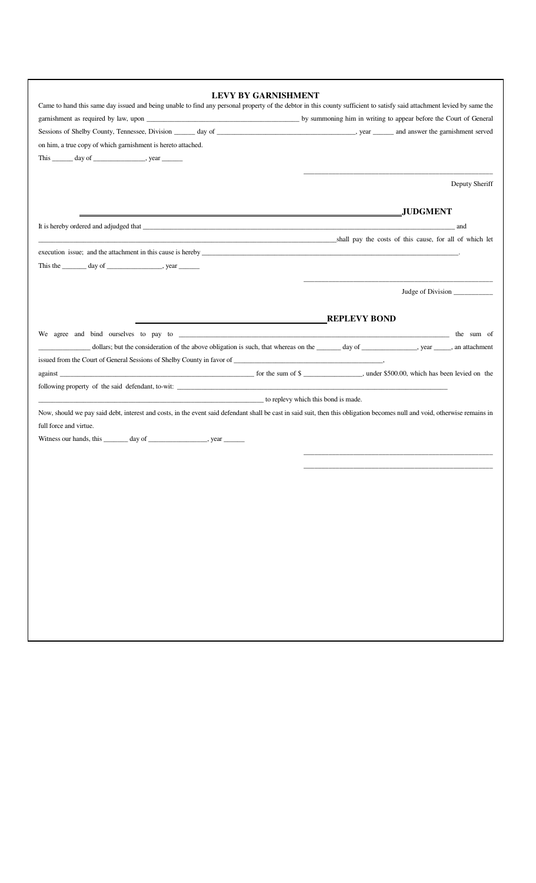## LEVY BY GARNISHMENT

Came to hand this same day issued and being unable to find any personal property of the debtor in this county sufficient to satisfy said attachment levied by same the garnishment as required by law, upon _______________________________________ by summoning him in writing to appear before the Court of General Sessions of Shelby County, Tennessee, Division ______ day of ____________________________________, year ______ and answer the garnishment served on him, a true copy of which garnishment is hereto attached.

This ______ day of ______________, year ______

_______________________________________

Deputy Sheriff

## _______________________________________ JUDGMENT

It is hereby ordered and adjudged that _______________________________________ and _______________________________________ shall pay the costs of this cause, for all of which let execution issue; and the attachment in this cause is hereby _______________________________________.

This the _______ day of _______________, year ______

_______________________________________

Judge of Division __________

## _______________________________________ REPLEVY BOND

We agree and bind ourselves to pay to _______________________________________ the sum of ______________ dollars; but the consideration of the above obligation is such, that whereas on the _______ day of _______________, year _____, an attachment issued from the Court of General Sessions of Shelby County in favor of _______________________________________,

against _______________________________________ for the sum of $ ________________, under $500.00, which has been levied on the following property of the said defendant, to-wit: _______________________________________

_______________________________________ to replevy which this bond is made.

Now, should we pay said debt, interest and costs, in the event said defendant shall be cast in said suit, then this obligation becomes null and void, otherwise remains in full force and virtue.

Witness our hands, this _______ day of ________________, year ______

_______________________________________

_______________________________________